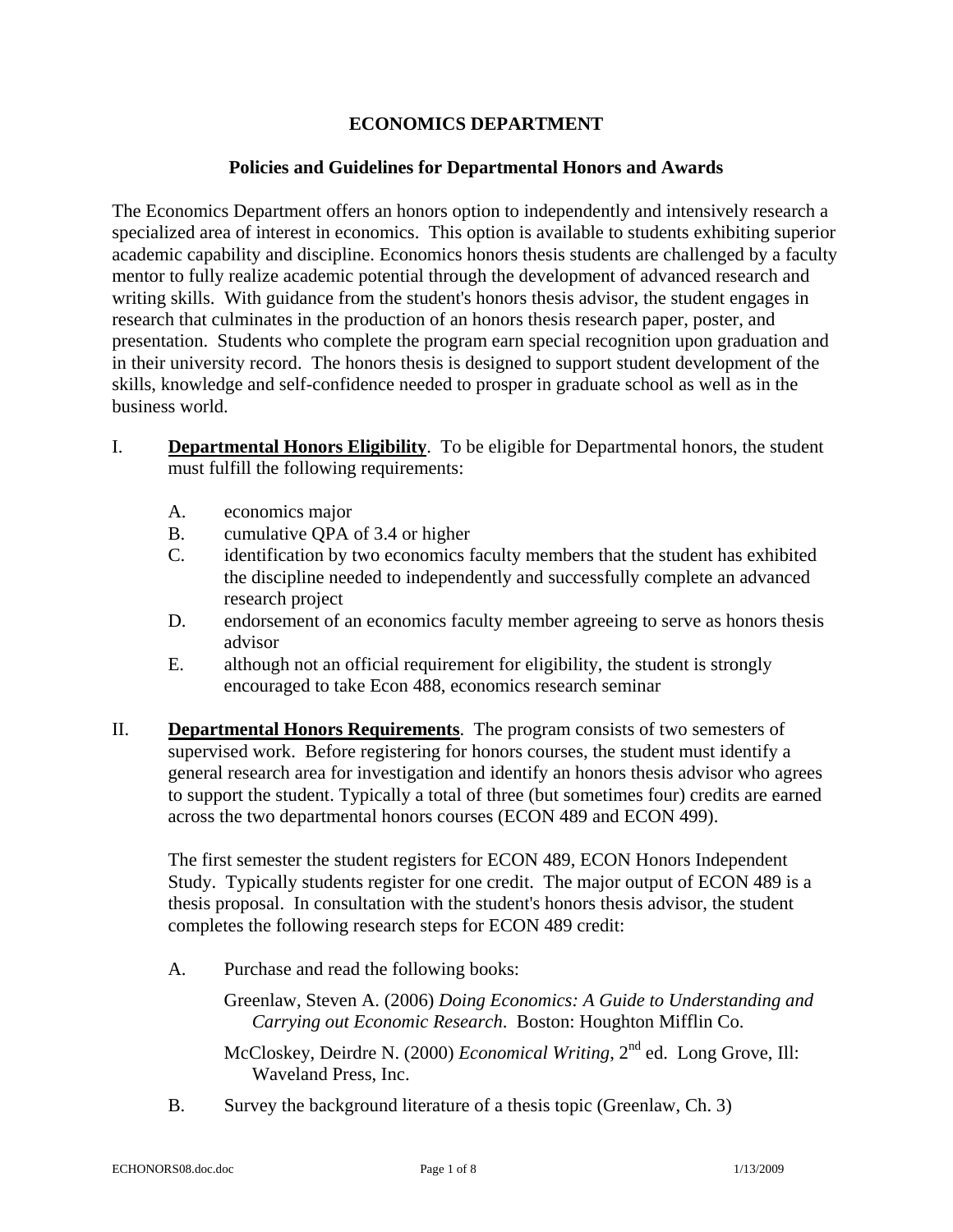# ECONOMICS DEPARTMENT

## Policies and Guidelines for Departmental Honors and Awards

The Economics Department offers an honors option to independently and intensively research a specialized area of interest in economics. This option is available to students exhibiting superior academic capability and discipline. Economics honors thesis students are challenged by a faculty mentor to fully realize academic potential through the development of advanced research and writing skills. With guidance from the student's honors thesis advisor, the student engages in research that culminates in the production of an honors thesis research paper, poster, and presentation. Students who complete the program earn special recognition upon graduation and in their university record. The honors thesis is designed to support student development of the skills, knowledge and self-confidence needed to prosper in graduate school as well as in the business world.

I. **Departmental Honors Eligibility**. To be eligible for Departmental honors, the student must fulfill the following requirements:

   A. economics major

   B. cumulative QPA of 3.4 or higher

   C. identification by two economics faculty members that the student has exhibited the discipline needed to independently and successfully complete an advanced research project

   D. endorsement of an economics faculty member agreeing to serve as honors thesis advisor

   E. although not an official requirement for eligibility, the student is strongly encouraged to take Econ 488, economics research seminar

II. **Departmental Honors Requirements**. The program consists of two semesters of supervised work. Before registering for honors courses, the student must identify a general research area for investigation and identify an honors thesis advisor who agrees to support the student. Typically a total of three (but sometimes four) credits are earned across the two departmental honors courses (ECON 489 and ECON 499).

   The first semester the student registers for ECON 489, ECON Honors Independent Study. Typically students register for one credit. The major output of ECON 489 is a thesis proposal. In consultation with the student's honors thesis advisor, the student completes the following research steps for ECON 489 credit:

   A. Purchase and read the following books:

      Greenlaw, Steven A. (2006) *Doing Economics: A Guide to Understanding and Carrying out Economic Research*. Boston: Houghton Mifflin Co.

      McCloskey, Deirdre N. (2000) *Economical Writing*, 2nd ed. Long Grove, Ill: Waveland Press, Inc.

   B. Survey the background literature of a thesis topic (Greenlaw, Ch. 3)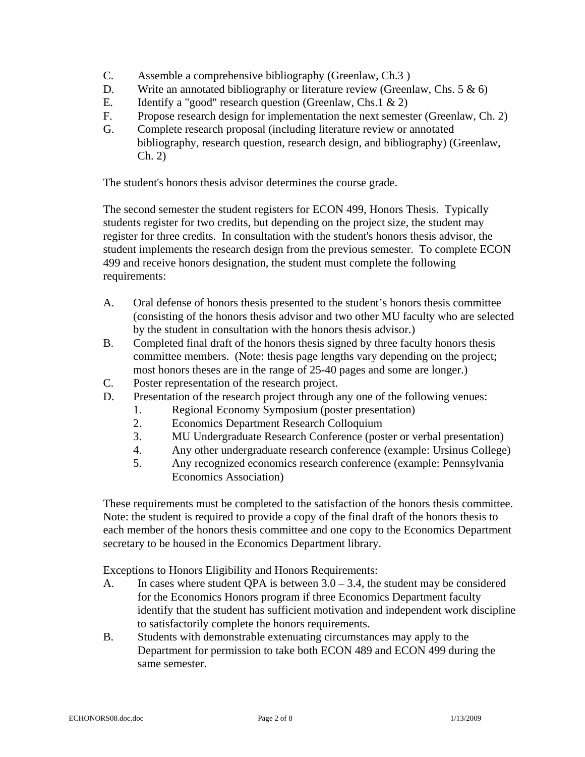C. Assemble a comprehensive bibliography (Greenlaw, Ch.3 )
D. Write an annotated bibliography or literature review (Greenlaw, Chs. 5 & 6)
E. Identify a "good" research question (Greenlaw, Chs.1 & 2)
F. Propose research design for implementation the next semester (Greenlaw, Ch. 2)
G. Complete research proposal (including literature review or annotated bibliography, research question, research design, and bibliography) (Greenlaw, Ch. 2)

The student's honors thesis advisor determines the course grade.

The second semester the student registers for ECON 499, Honors Thesis. Typically students register for two credits, but depending on the project size, the student may register for three credits. In consultation with the student's honors thesis advisor, the student implements the research design from the previous semester. To complete ECON 499 and receive honors designation, the student must complete the following requirements:

A. Oral defense of honors thesis presented to the student's honors thesis committee (consisting of the honors thesis advisor and two other MU faculty who are selected by the student in consultation with the honors thesis advisor.)
B. Completed final draft of the honors thesis signed by three faculty honors thesis committee members. (Note: thesis page lengths vary depending on the project; most honors theses are in the range of 25-40 pages and some are longer.)
C. Poster representation of the research project.
D. Presentation of the research project through any one of the following venues:
   1. Regional Economy Symposium (poster presentation)
   2. Economics Department Research Colloquium
   3. MU Undergraduate Research Conference (poster or verbal presentation)
   4. Any other undergraduate research conference (example: Ursinus College)
   5. Any recognized economics research conference (example: Pennsylvania Economics Association)

These requirements must be completed to the satisfaction of the honors thesis committee. Note: the student is required to provide a copy of the final draft of the honors thesis to each member of the honors thesis committee and one copy to the Economics Department secretary to be housed in the Economics Department library.

Exceptions to Honors Eligibility and Honors Requirements:

A. In cases where student QPA is between 3.0 – 3.4, the student may be considered for the Economics Honors program if three Economics Department faculty identify that the student has sufficient motivation and independent work discipline to satisfactorily complete the honors requirements.
B. Students with demonstrable extenuating circumstances may apply to the Department for permission to take both ECON 489 and ECON 499 during the same semester.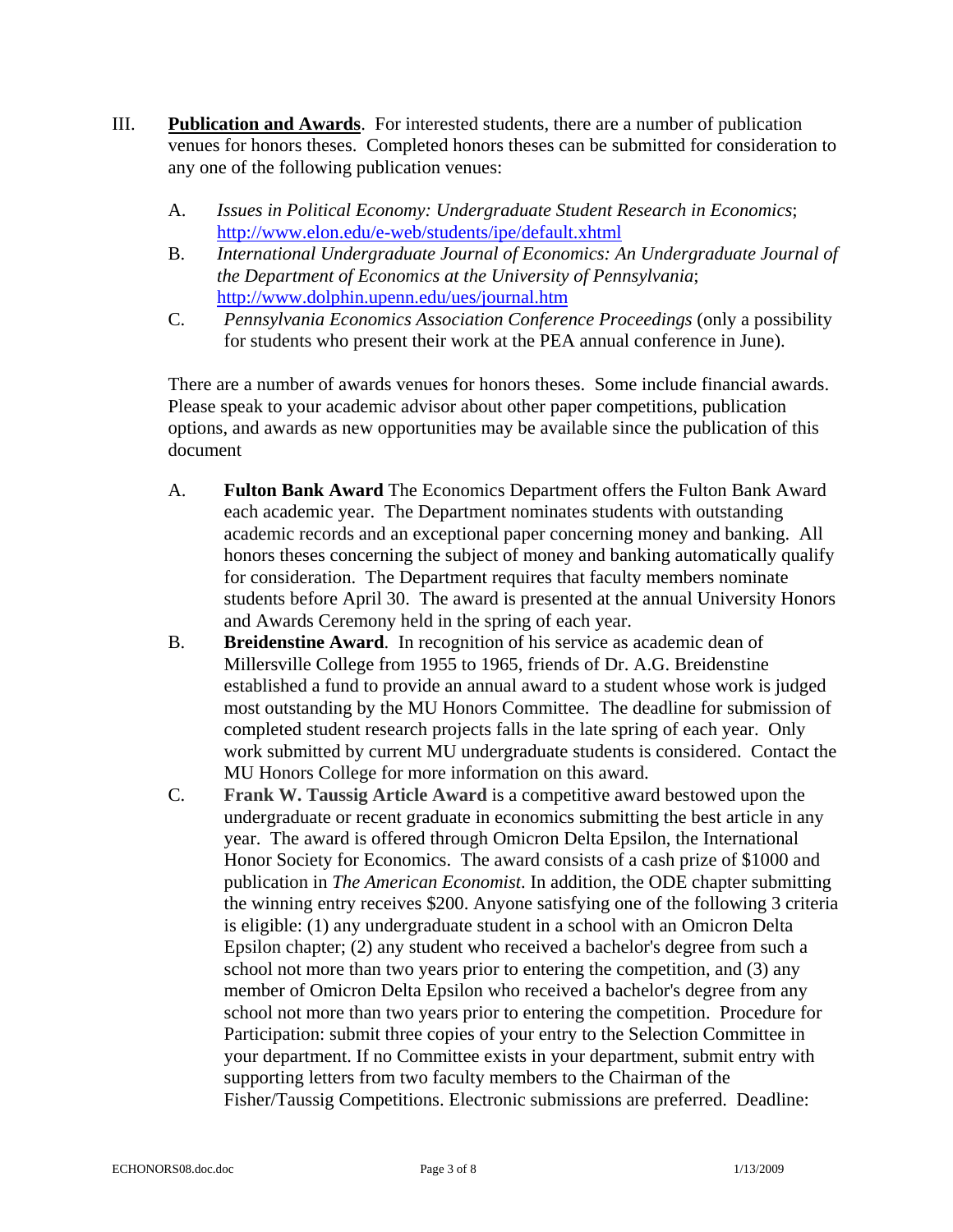III. **<u>Publication and Awards</u>**. For interested students, there are a number of publication venues for honors theses. Completed honors theses can be submitted for consideration to any one of the following publication venues:

A. *Issues in Political Economy: Undergraduate Student Research in Economics*; http://www.elon.edu/e-web/students/ipe/default.xhtml

B. *International Undergraduate Journal of Economics: An Undergraduate Journal of the Department of Economics at the University of Pennsylvania*; http://www.dolphin.upenn.edu/ues/journal.htm

C. *Pennsylvania Economics Association Conference Proceedings* (only a possibility for students who present their work at the PEA annual conference in June).

There are a number of awards venues for honors theses. Some include financial awards. Please speak to your academic advisor about other paper competitions, publication options, and awards as new opportunities may be available since the publication of this document

A. **Fulton Bank Award** The Economics Department offers the Fulton Bank Award each academic year. The Department nominates students with outstanding academic records and an exceptional paper concerning money and banking. All honors theses concerning the subject of money and banking automatically qualify for consideration. The Department requires that faculty members nominate students before April 30. The award is presented at the annual University Honors and Awards Ceremony held in the spring of each year.

B. **Breidenstine Award**. In recognition of his service as academic dean of Millersville College from 1955 to 1965, friends of Dr. A.G. Breidenstine established a fund to provide an annual award to a student whose work is judged most outstanding by the MU Honors Committee. The deadline for submission of completed student research projects falls in the late spring of each year. Only work submitted by current MU undergraduate students is considered. Contact the MU Honors College for more information on this award.

C. **Frank W. Taussig Article Award** is a competitive award bestowed upon the undergraduate or recent graduate in economics submitting the best article in any year. The award is offered through Omicron Delta Epsilon, the International Honor Society for Economics. The award consists of a cash prize of $1000 and publication in *The American Economist*. In addition, the ODE chapter submitting the winning entry receives $200. Anyone satisfying one of the following 3 criteria is eligible: (1) any undergraduate student in a school with an Omicron Delta Epsilon chapter; (2) any student who received a bachelor's degree from such a school not more than two years prior to entering the competition, and (3) any member of Omicron Delta Epsilon who received a bachelor's degree from any school not more than two years prior to entering the competition. Procedure for Participation: submit three copies of your entry to the Selection Committee in your department. If no Committee exists in your department, submit entry with supporting letters from two faculty members to the Chairman of the Fisher/Taussig Competitions. Electronic submissions are preferred. Deadline: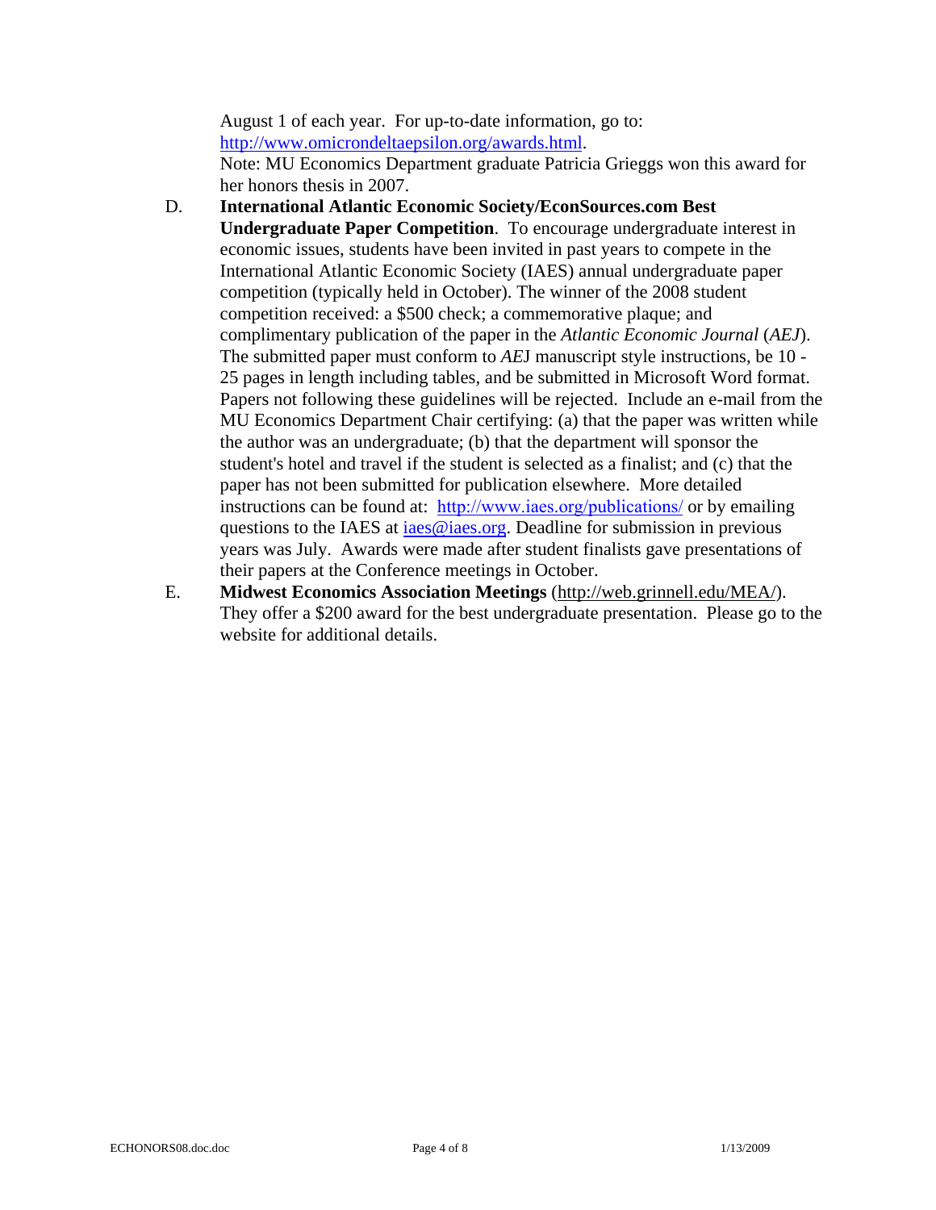August 1 of each year. For up-to-date information, go to: [http://www.omicrondeltaepsilon.org/awards.html](http://www.omicrondeltaepsilon.org/awards.html).
Note: MU Economics Department graduate Patricia Grieggs won this award for her honors thesis in 2007.

D. **International Atlantic Economic Society/EconSources.com Best Undergraduate Paper Competition**. To encourage undergraduate interest in economic issues, students have been invited in past years to compete in the International Atlantic Economic Society (IAES) annual undergraduate paper competition (typically held in October). The winner of the 2008 student competition received: a $500 check; a commemorative plaque; and complimentary publication of the paper in the *Atlantic Economic Journal* (*AEJ*). The submitted paper must conform to *AE*J manuscript style instructions, be 10 - 25 pages in length including tables, and be submitted in Microsoft Word format. Papers not following these guidelines will be rejected. Include an e-mail from the MU Economics Department Chair certifying: (a) that the paper was written while the author was an undergraduate; (b) that the department will sponsor the student's hotel and travel if the student is selected as a finalist; and (c) that the paper has not been submitted for publication elsewhere. More detailed instructions can be found at: [http://www.iaes.org/publications/](http://www.iaes.org/publications/) or by emailing questions to the IAES at [iaes@iaes.org](mailto:iaes@iaes.org). Deadline for submission in previous years was July. Awards were made after student finalists gave presentations of their papers at the Conference meetings in October.

E. **Midwest Economics Association Meetings** (http://web.grinnell.edu/MEA/). They offer a $200 award for the best undergraduate presentation. Please go to the website for additional details.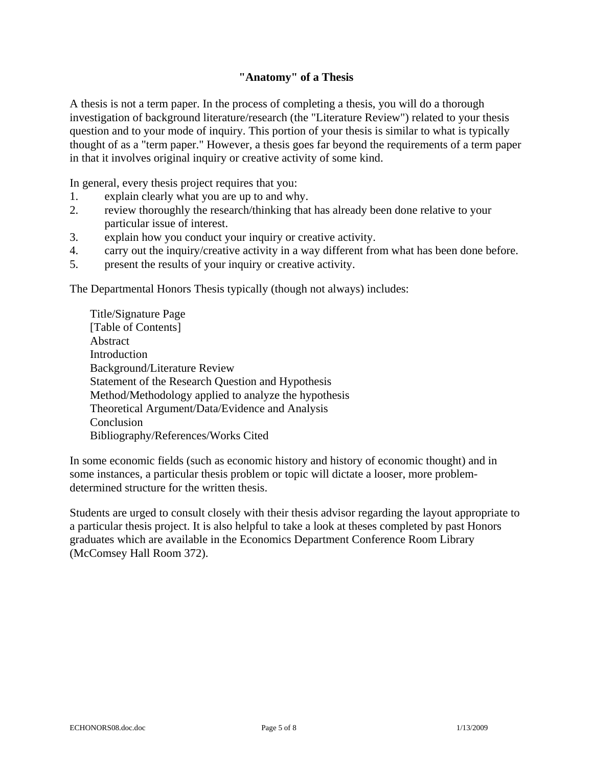## "Anatomy" of a Thesis

A thesis is not a term paper. In the process of completing a thesis, you will do a thorough investigation of background literature/research (the "Literature Review") related to your thesis question and to your mode of inquiry. This portion of your thesis is similar to what is typically thought of as a "term paper." However, a thesis goes far beyond the requirements of a term paper in that it involves original inquiry or creative activity of some kind.

In general, every thesis project requires that you:

1. explain clearly what you are up to and why.
2. review thoroughly the research/thinking that has already been done relative to your particular issue of interest.
3. explain how you conduct your inquiry or creative activity.
4. carry out the inquiry/creative activity in a way different from what has been done before.
5. present the results of your inquiry or creative activity.

The Departmental Honors Thesis typically (though not always) includes:

Title/Signature Page
[Table of Contents]
Abstract
Introduction
Background/Literature Review
Statement of the Research Question and Hypothesis
Method/Methodology applied to analyze the hypothesis
Theoretical Argument/Data/Evidence and Analysis
Conclusion
Bibliography/References/Works Cited

In some economic fields (such as economic history and history of economic thought) and in some instances, a particular thesis problem or topic will dictate a looser, more problem-determined structure for the written thesis.

Students are urged to consult closely with their thesis advisor regarding the layout appropriate to a particular thesis project. It is also helpful to take a look at theses completed by past Honors graduates which are available in the Economics Department Conference Room Library (McComsey Hall Room 372).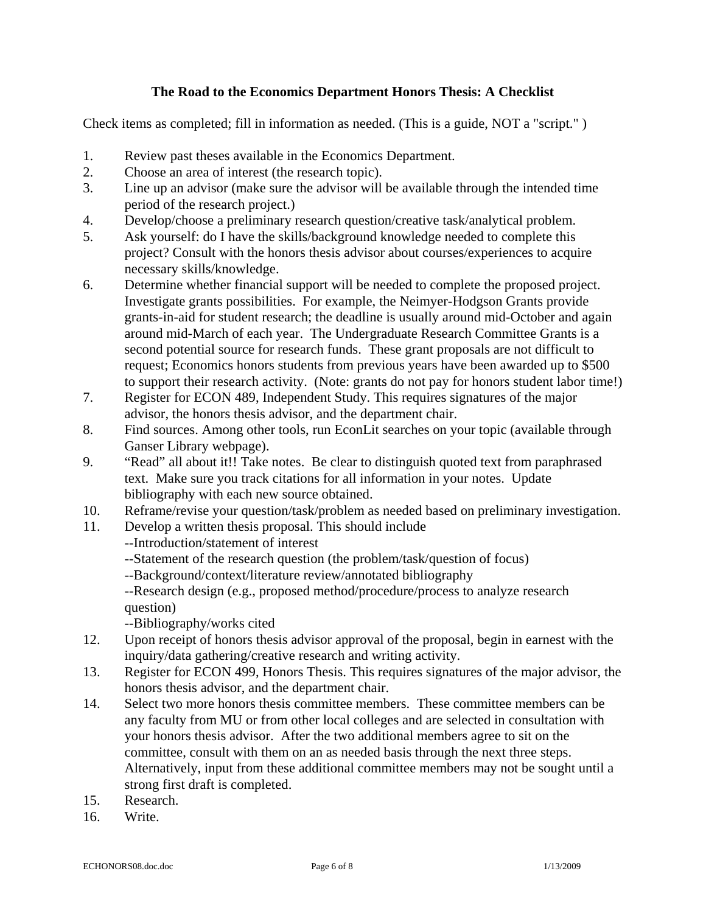### The Road to the Economics Department Honors Thesis: A Checklist

Check items as completed; fill in information as needed. (This is a guide, NOT a "script." )

1. Review past theses available in the Economics Department.
2. Choose an area of interest (the research topic).
3. Line up an advisor (make sure the advisor will be available through the intended time period of the research project.)
4. Develop/choose a preliminary research question/creative task/analytical problem.
5. Ask yourself: do I have the skills/background knowledge needed to complete this project? Consult with the honors thesis advisor about courses/experiences to acquire necessary skills/knowledge.
6. Determine whether financial support will be needed to complete the proposed project. Investigate grants possibilities. For example, the Neimyer-Hodgson Grants provide grants-in-aid for student research; the deadline is usually around mid-October and again around mid-March of each year. The Undergraduate Research Committee Grants is a second potential source for research funds. These grant proposals are not difficult to request; Economics honors students from previous years have been awarded up to $500 to support their research activity. (Note: grants do not pay for honors student labor time!)
7. Register for ECON 489, Independent Study. This requires signatures of the major advisor, the honors thesis advisor, and the department chair.
8. Find sources. Among other tools, run EconLit searches on your topic (available through Ganser Library webpage).
9. "Read" all about it!! Take notes. Be clear to distinguish quoted text from paraphrased text. Make sure you track citations for all information in your notes. Update bibliography with each new source obtained.
10. Reframe/revise your question/task/problem as needed based on preliminary investigation.
11. Develop a written thesis proposal. This should include
    --Introduction/statement of interest
    --Statement of the research question (the problem/task/question of focus)
    --Background/context/literature review/annotated bibliography
    --Research design (e.g., proposed method/procedure/process to analyze research question)
    --Bibliography/works cited
12. Upon receipt of honors thesis advisor approval of the proposal, begin in earnest with the inquiry/data gathering/creative research and writing activity.
13. Register for ECON 499, Honors Thesis. This requires signatures of the major advisor, the honors thesis advisor, and the department chair.
14. Select two more honors thesis committee members. These committee members can be any faculty from MU or from other local colleges and are selected in consultation with your honors thesis advisor. After the two additional members agree to sit on the committee, consult with them on an as needed basis through the next three steps. Alternatively, input from these additional committee members may not be sought until a strong first draft is completed.
15. Research.
16. Write.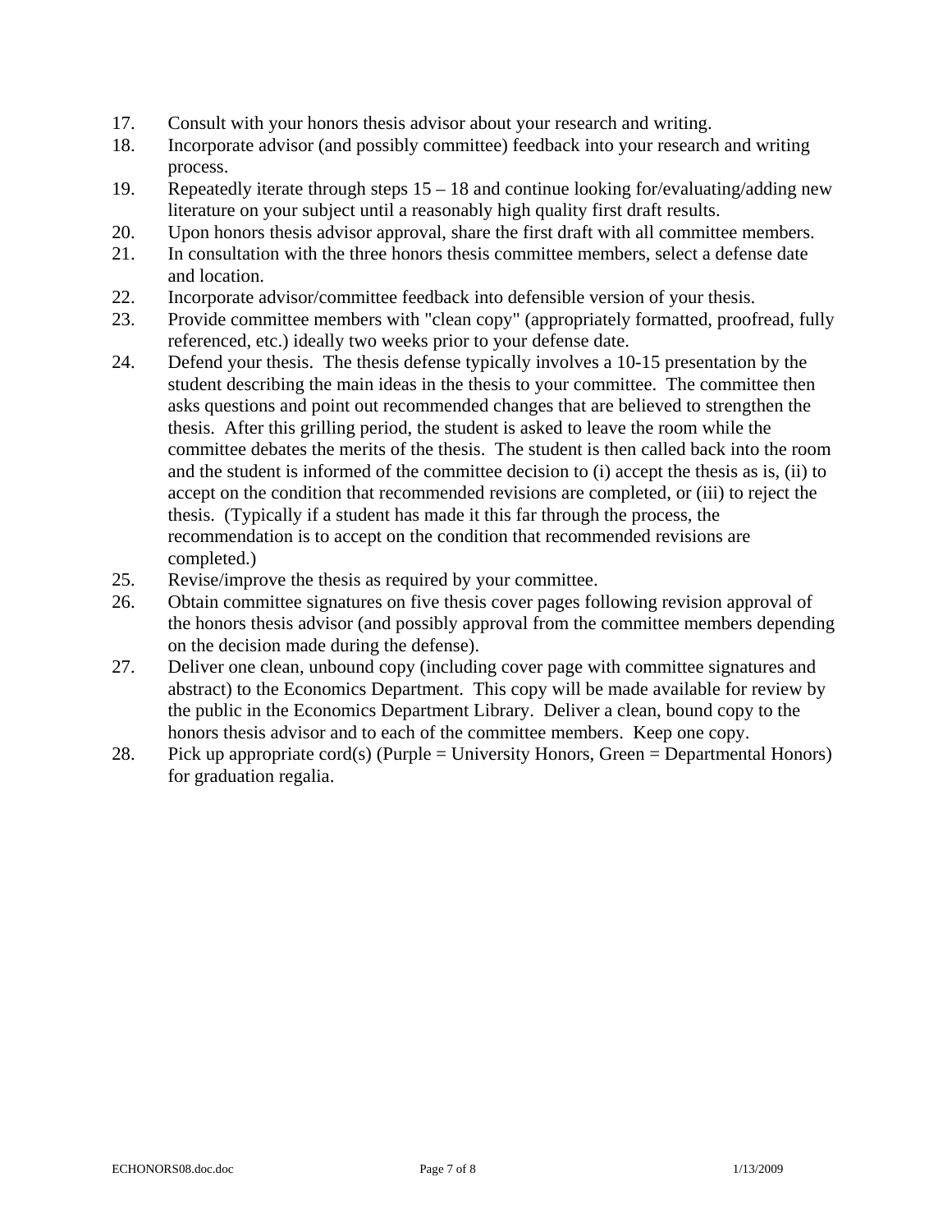17. Consult with your honors thesis advisor about your research and writing.
18. Incorporate advisor (and possibly committee) feedback into your research and writing process.
19. Repeatedly iterate through steps 15 – 18 and continue looking for/evaluating/adding new literature on your subject until a reasonably high quality first draft results.
20. Upon honors thesis advisor approval, share the first draft with all committee members.
21. In consultation with the three honors thesis committee members, select a defense date and location.
22. Incorporate advisor/committee feedback into defensible version of your thesis.
23. Provide committee members with "clean copy" (appropriately formatted, proofread, fully referenced, etc.) ideally two weeks prior to your defense date.
24. Defend your thesis. The thesis defense typically involves a 10-15 presentation by the student describing the main ideas in the thesis to your committee. The committee then asks questions and point out recommended changes that are believed to strengthen the thesis. After this grilling period, the student is asked to leave the room while the committee debates the merits of the thesis. The student is then called back into the room and the student is informed of the committee decision to (i) accept the thesis as is, (ii) to accept on the condition that recommended revisions are completed, or (iii) to reject the thesis. (Typically if a student has made it this far through the process, the recommendation is to accept on the condition that recommended revisions are completed.)
25. Revise/improve the thesis as required by your committee.
26. Obtain committee signatures on five thesis cover pages following revision approval of the honors thesis advisor (and possibly approval from the committee members depending on the decision made during the defense).
27. Deliver one clean, unbound copy (including cover page with committee signatures and abstract) to the Economics Department. This copy will be made available for review by the public in the Economics Department Library. Deliver a clean, bound copy to the honors thesis advisor and to each of the committee members. Keep one copy.
28. Pick up appropriate cord(s) (Purple = University Honors, Green = Departmental Honors) for graduation regalia.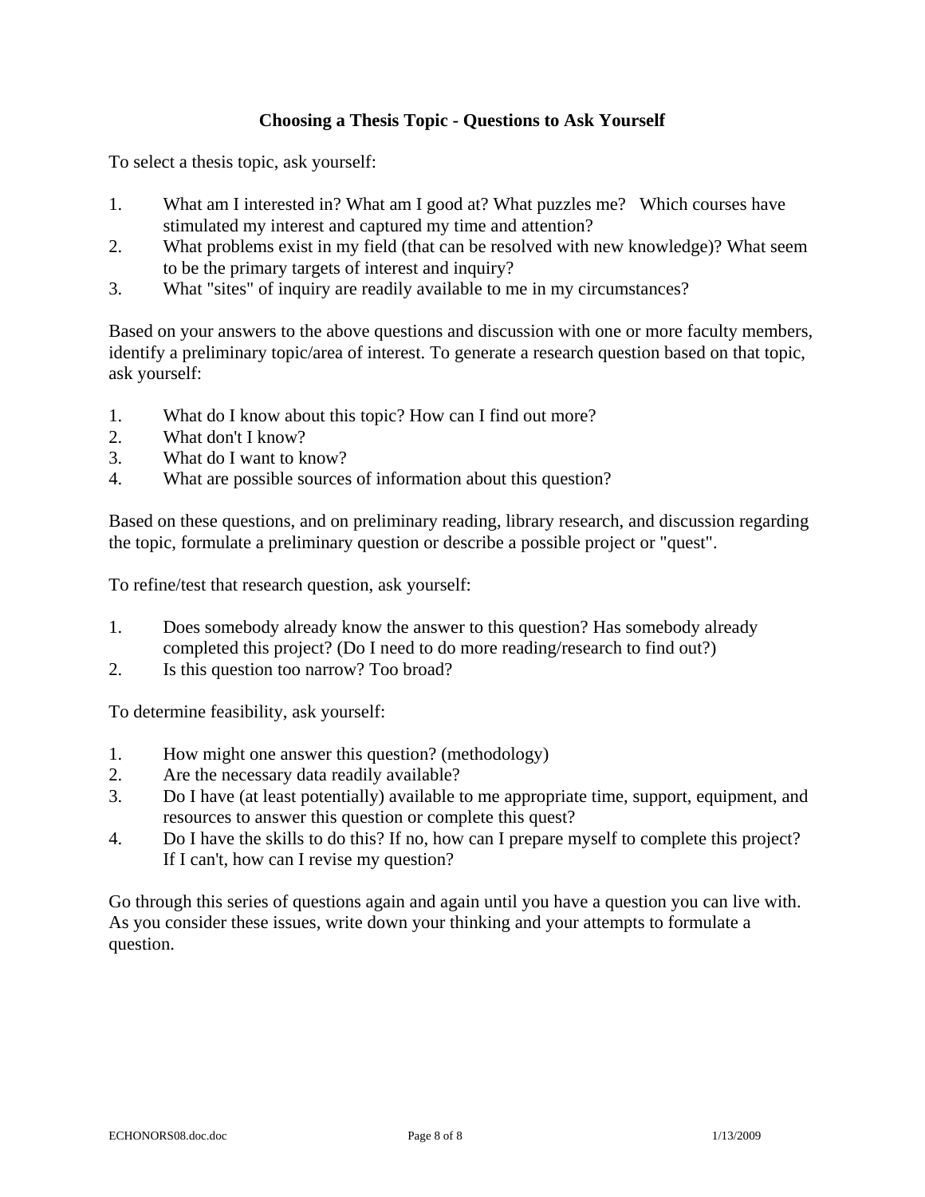**Choosing a Thesis Topic - Questions to Ask Yourself**

To select a thesis topic, ask yourself:

1. What am I interested in? What am I good at? What puzzles me? Which courses have stimulated my interest and captured my time and attention?
2. What problems exist in my field (that can be resolved with new knowledge)? What seem to be the primary targets of interest and inquiry?
3. What "sites" of inquiry are readily available to me in my circumstances?

Based on your answers to the above questions and discussion with one or more faculty members, identify a preliminary topic/area of interest. To generate a research question based on that topic, ask yourself:

1. What do I know about this topic? How can I find out more?
2. What don't I know?
3. What do I want to know?
4. What are possible sources of information about this question?

Based on these questions, and on preliminary reading, library research, and discussion regarding the topic, formulate a preliminary question or describe a possible project or "quest".

To refine/test that research question, ask yourself:

1. Does somebody already know the answer to this question? Has somebody already completed this project? (Do I need to do more reading/research to find out?)
2. Is this question too narrow? Too broad?

To determine feasibility, ask yourself:

1. How might one answer this question? (methodology)
2. Are the necessary data readily available?
3. Do I have (at least potentially) available to me appropriate time, support, equipment, and resources to answer this question or complete this quest?
4. Do I have the skills to do this? If no, how can I prepare myself to complete this project? If I can't, how can I revise my question?

Go through this series of questions again and again until you have a question you can live with. As you consider these issues, write down your thinking and your attempts to formulate a question.